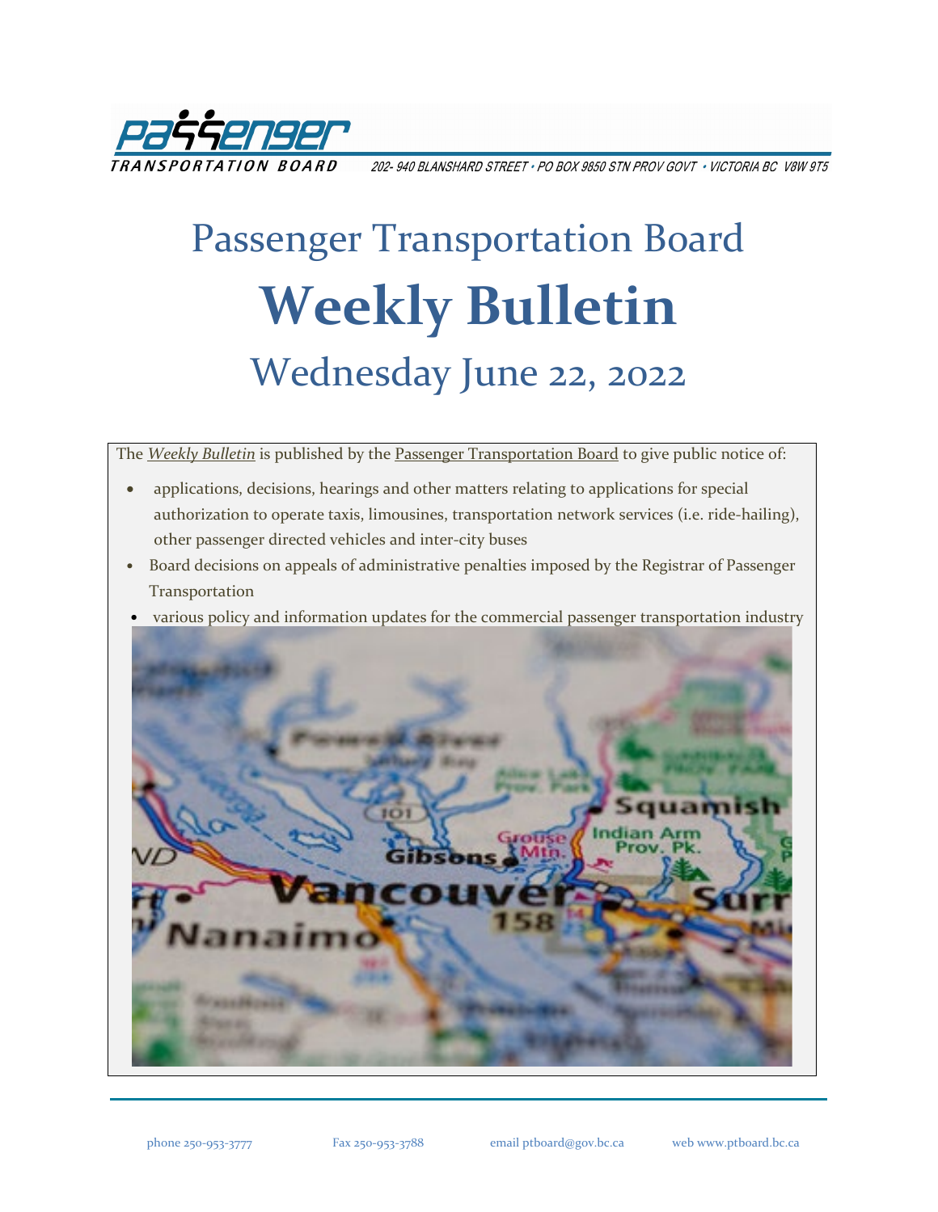Passenger TRANSPORTATION BOARD

202- 940 BLANSHARD STREET • PO BOX 9850 STN PROV GOVT • VICTORIA BC V8W 9T5

# Passenger Transportation Board

# Weekly Bulletin

## Wednesday June 22, 2022

The *Weekly Bulletin* is published by the Passenger Transportation Board to give public notice of:

- applications, decisions, hearings and other matters relating to applications for special authorization to operate taxis, limousines, transportation network services (i.e. ride-hailing), other passenger directed vehicles and inter-city buses
- Board decisions on appeals of administrative penalties imposed by the Registrar of Passenger Transportation
- various policy and information updates for the commercial passenger transportation industry

phone 250-953-3777 Fax 250-953-3788 email ptboard@gov.bc.ca web www.ptboard.bc.ca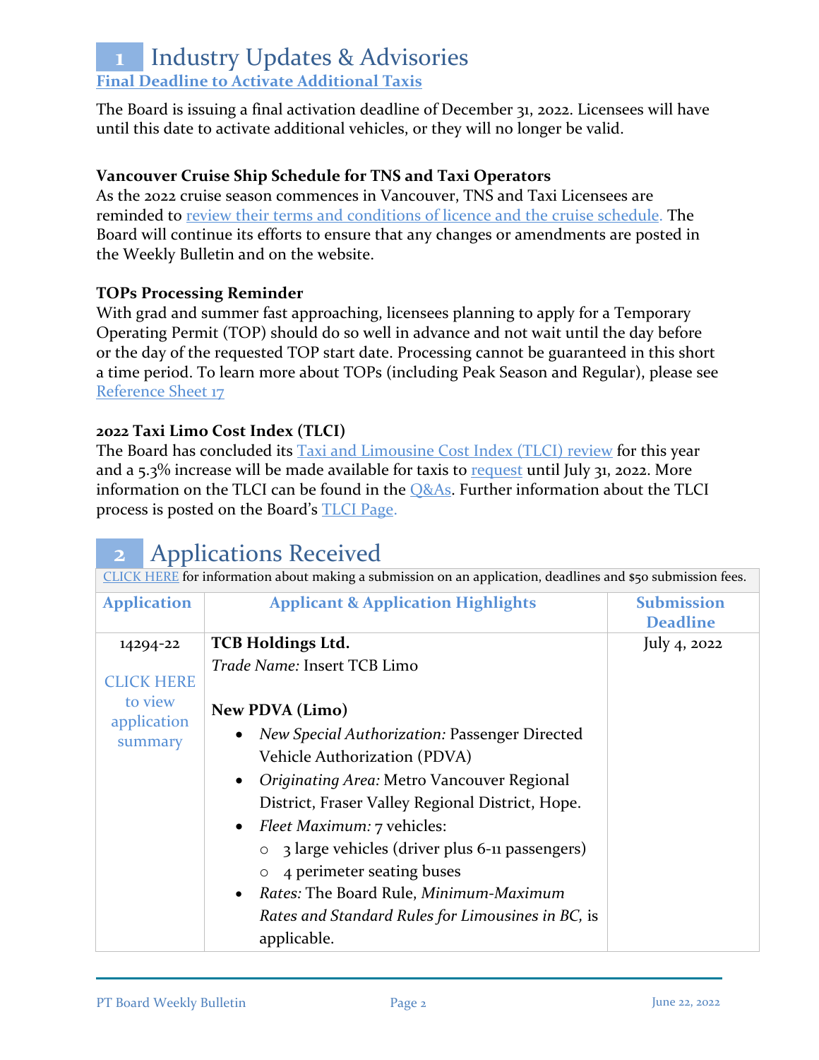# 1 Industry Updates & Advisories

### Final Deadline to Activate Additional Taxis

The Board is issuing a final activation deadline of December 31, 2022. Licensees will have until this date to activate additional vehicles, or they will no longer be valid.

**Vancouver Cruise Ship Schedule for TNS and Taxi Operators**

As the 2022 cruise season commences in Vancouver, TNS and Taxi Licensees are reminded to review their terms and conditions of licence and the cruise schedule. The Board will continue its efforts to ensure that any changes or amendments are posted in the Weekly Bulletin and on the website.

**TOPs Processing Reminder**

With grad and summer fast approaching, licensees planning to apply for a Temporary Operating Permit (TOP) should do so well in advance and not wait until the day before or the day of the requested TOP start date. Processing cannot be guaranteed in this short a time period. To learn more about TOPs (including Peak Season and Regular), please see Reference Sheet 17

**2022 Taxi Limo Cost Index (TLCI)**

The Board has concluded its Taxi and Limousine Cost Index (TLCI) review for this year and a 5.3% increase will be made available for taxis to request until July 31, 2022. More information on the TLCI can be found in the Q&As. Further information about the TLCI process is posted on the Board's TLCI Page.

# 2 Applications Received

CLICK HERE for information about making a submission on an application, deadlines and $50 submission fees.

| Application | Applicant & Application Highlights | Submission Deadline |
|---|---|---|
| 14294-22<br><br>CLICK HERE to view application summary | **TCB Holdings Ltd.**<br>*Trade Name:* Insert TCB Limo<br><br>**New PDVA (Limo)**<br>• *New Special Authorization:* Passenger Directed Vehicle Authorization (PDVA)<br>• *Originating Area:* Metro Vancouver Regional District, Fraser Valley Regional District, Hope.<br>• *Fleet Maximum:* 7 vehicles:<br>  ○ 3 large vehicles (driver plus 6-11 passengers)<br>  ○ 4 perimeter seating buses<br>• *Rates:* The Board Rule, *Minimum-Maximum Rates and Standard Rules for Limousines in BC,* is applicable. | July 4, 2022 |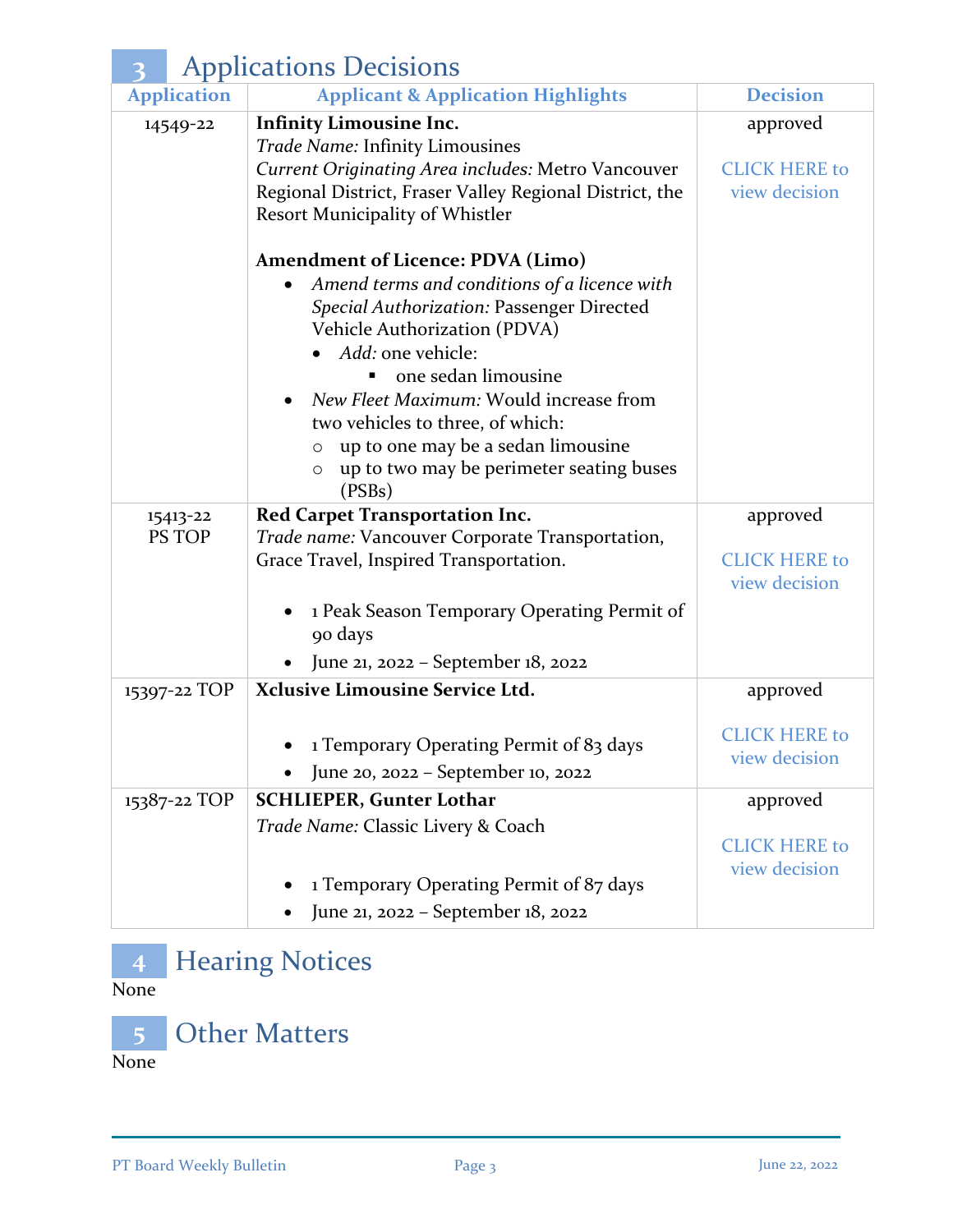## 3 Applications Decisions

| Application | Applicant & Application Highlights | Decision |
|---|---|---|
| 14549-22 | **Infinity Limousine Inc.**<br>*Trade Name:* Infinity Limousines<br>*Current Originating Area includes:* Metro Vancouver Regional District, Fraser Valley Regional District, the Resort Municipality of Whistler<br><br>**Amendment of Licence: PDVA (Limo)**<br>• *Amend terms and conditions of a licence with Special Authorization:* Passenger Directed Vehicle Authorization (PDVA)<br>  • *Add:* one vehicle:<br>    ▪ one sedan limousine<br>• *New Fleet Maximum:* Would increase from two vehicles to three, of which:<br>  ○ up to one may be a sedan limousine<br>  ○ up to two may be perimeter seating buses (PSBs) | approved<br><br>CLICK HERE to view decision |
| 15413-22<br>PS TOP | **Red Carpet Transportation Inc.**<br>*Trade name:* Vancouver Corporate Transportation, Grace Travel, Inspired Transportation.<br><br>• 1 Peak Season Temporary Operating Permit of 90 days<br>• June 21, 2022 – September 18, 2022 | approved<br><br>CLICK HERE to view decision |
| 15397-22 TOP | **Xclusive Limousine Service Ltd.**<br><br>• 1 Temporary Operating Permit of 83 days<br>• June 20, 2022 – September 10, 2022 | approved<br><br>CLICK HERE to view decision |
| 15387-22 TOP | **SCHLIEPER, Gunter Lothar**<br>*Trade Name:* Classic Livery & Coach<br><br>• 1 Temporary Operating Permit of 87 days<br>• June 21, 2022 – September 18, 2022 | approved<br><br>CLICK HERE to view decision |

## 4 Hearing Notices

None

## 5 Other Matters

None